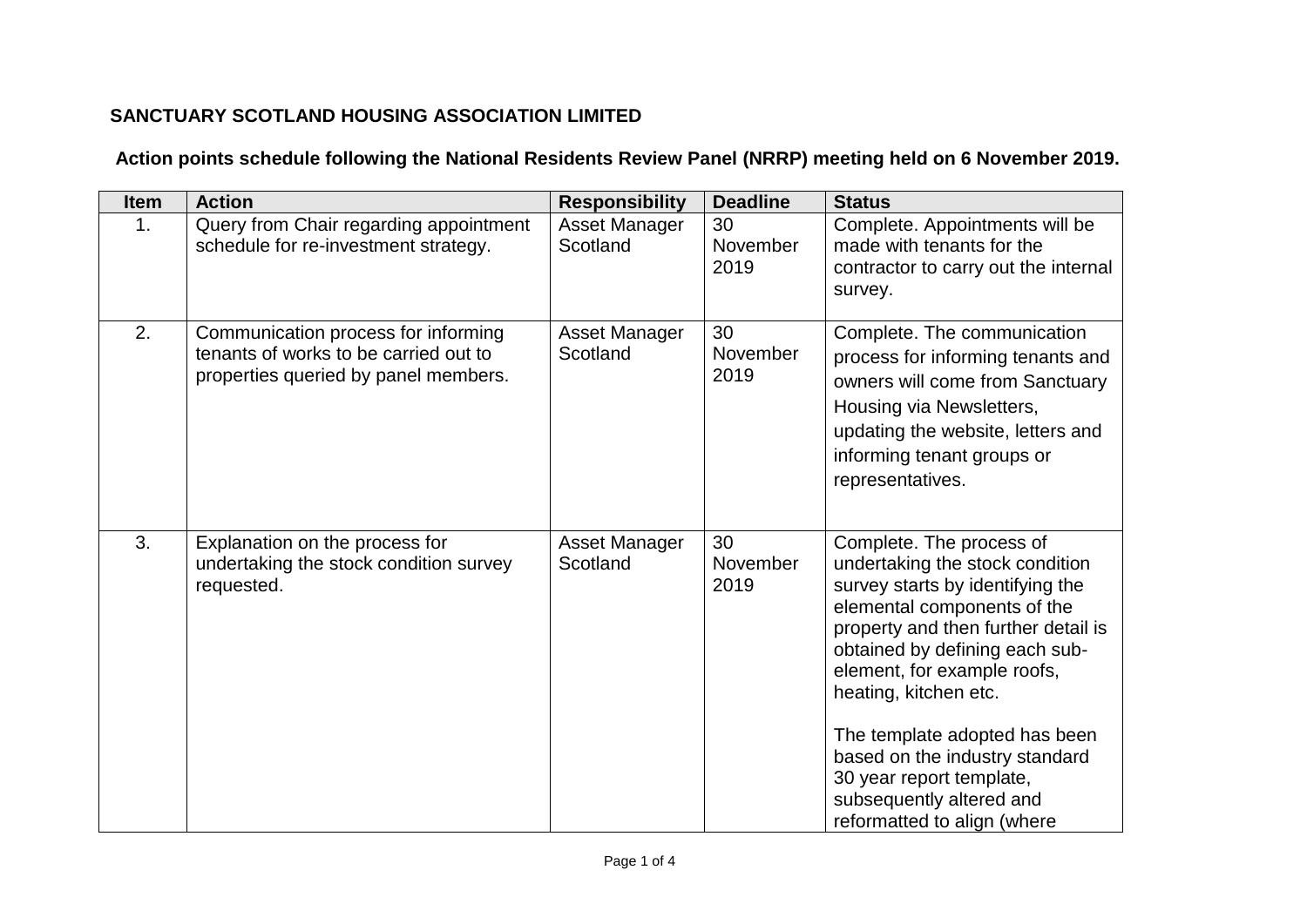**SANCTUARY SCOTLAND HOUSING ASSOCIATION LIMITED**

**Action points schedule following the National Residents Review Panel (NRRP) meeting held on 6 November 2019.**

| Item | Action | Responsibility | Deadline | Status |
|---|---|---|---|---|
| 1. | Query from Chair regarding appointment schedule for re-investment strategy. | Asset Manager Scotland | 30 November 2019 | Complete. Appointments will be made with tenants for the contractor to carry out the internal survey. |
| 2. | Communication process for informing tenants of works to be carried out to properties queried by panel members. | Asset Manager Scotland | 30 November 2019 | Complete. The communication process for informing tenants and owners will come from Sanctuary Housing via Newsletters, updating the website, letters and informing tenant groups or representatives. |
| 3. | Explanation on the process for undertaking the stock condition survey requested. | Asset Manager Scotland | 30 November 2019 | Complete. The process of undertaking the stock condition survey starts by identifying the elemental components of the property and then further detail is obtained by defining each sub-element, for example roofs, heating, kitchen etc.<br><br>The template adopted has been based on the industry standard 30 year report template, subsequently altered and reformatted to align (where |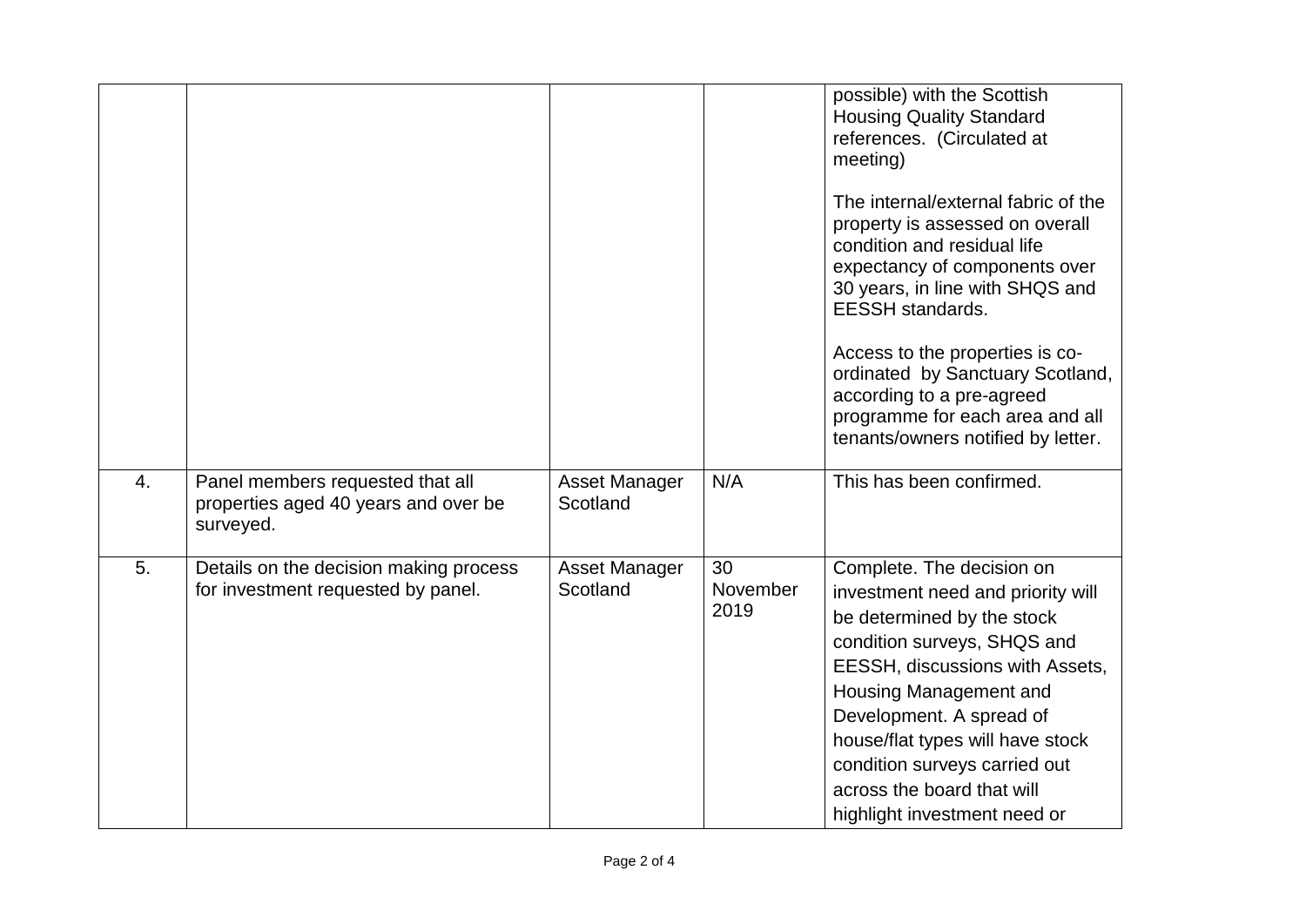| | | | | |
|---|---|---|---|---|
| | | | | possible) with the Scottish Housing Quality Standard references. (Circulated at meeting)<br><br>The internal/external fabric of the property is assessed on overall condition and residual life expectancy of components over 30 years, in line with SHQS and EESSH standards.<br><br>Access to the properties is co-ordinated by Sanctuary Scotland, according to a pre-agreed programme for each area and all tenants/owners notified by letter. |
| 4. | Panel members requested that all properties aged 40 years and over be surveyed. | Asset Manager Scotland | N/A | This has been confirmed. |
| 5. | Details on the decision making process for investment requested by panel. | Asset Manager Scotland | 30 November 2019 | Complete. The decision on investment need and priority will be determined by the stock condition surveys, SHQS and EESSH, discussions with Assets, Housing Management and Development. A spread of house/flat types will have stock condition surveys carried out across the board that will highlight investment need or |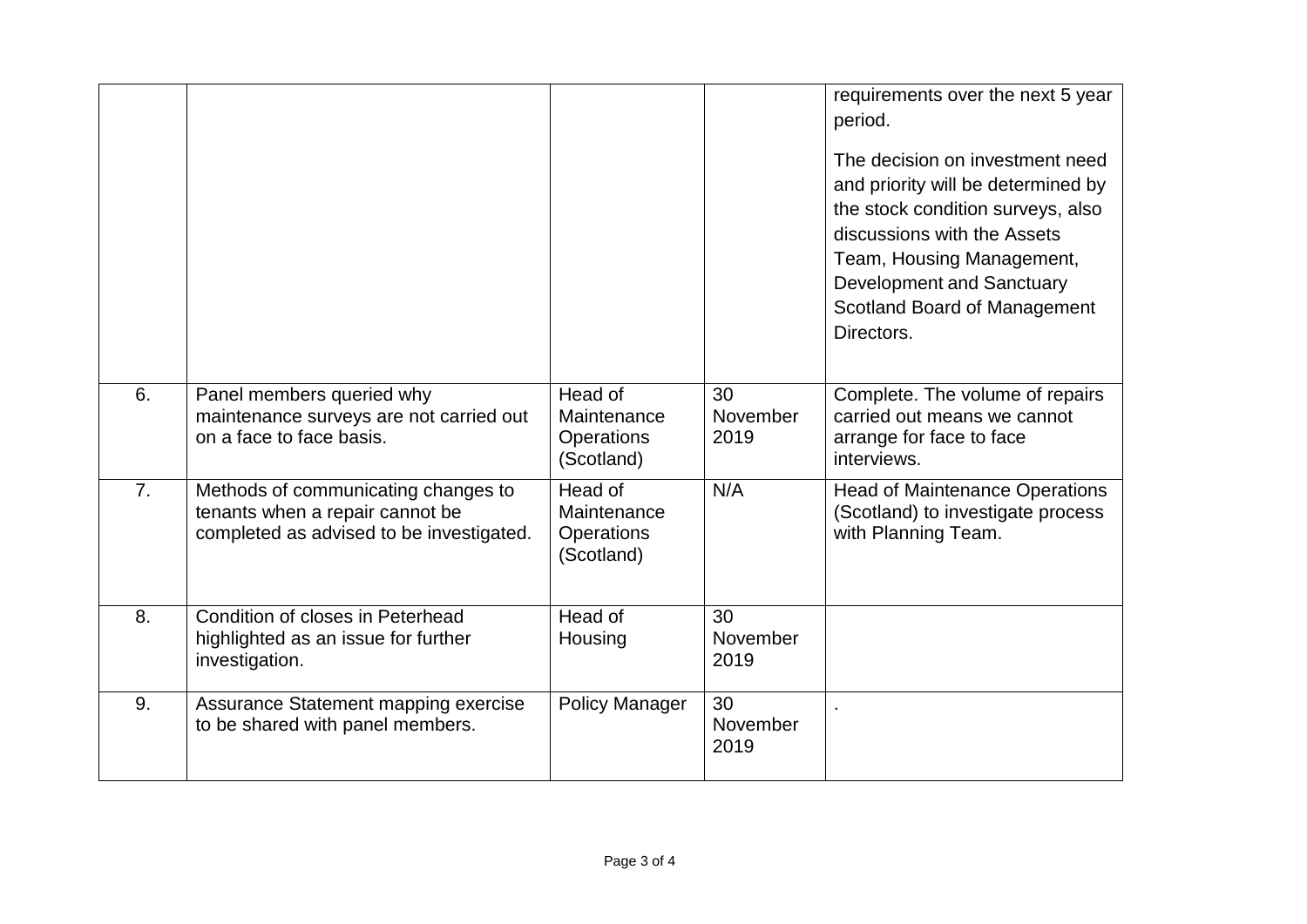| | | | | |
|---|---|---|---|---|
| | | | | requirements over the next 5 year period.<br><br>The decision on investment need and priority will be determined by the stock condition surveys, also discussions with the Assets Team, Housing Management, Development and Sanctuary Scotland Board of Management Directors. |
| 6. | Panel members queried why maintenance surveys are not carried out on a face to face basis. | Head of Maintenance Operations (Scotland) | 30 November 2019 | Complete. The volume of repairs carried out means we cannot arrange for face to face interviews. |
| 7. | Methods of communicating changes to tenants when a repair cannot be completed as advised to be investigated. | Head of Maintenance Operations (Scotland) | N/A | Head of Maintenance Operations (Scotland) to investigate process with Planning Team. |
| 8. | Condition of closes in Peterhead highlighted as an issue for further investigation. | Head of Housing | 30 November 2019 | |
| 9. | Assurance Statement mapping exercise to be shared with panel members. | Policy Manager | 30 November 2019 | . |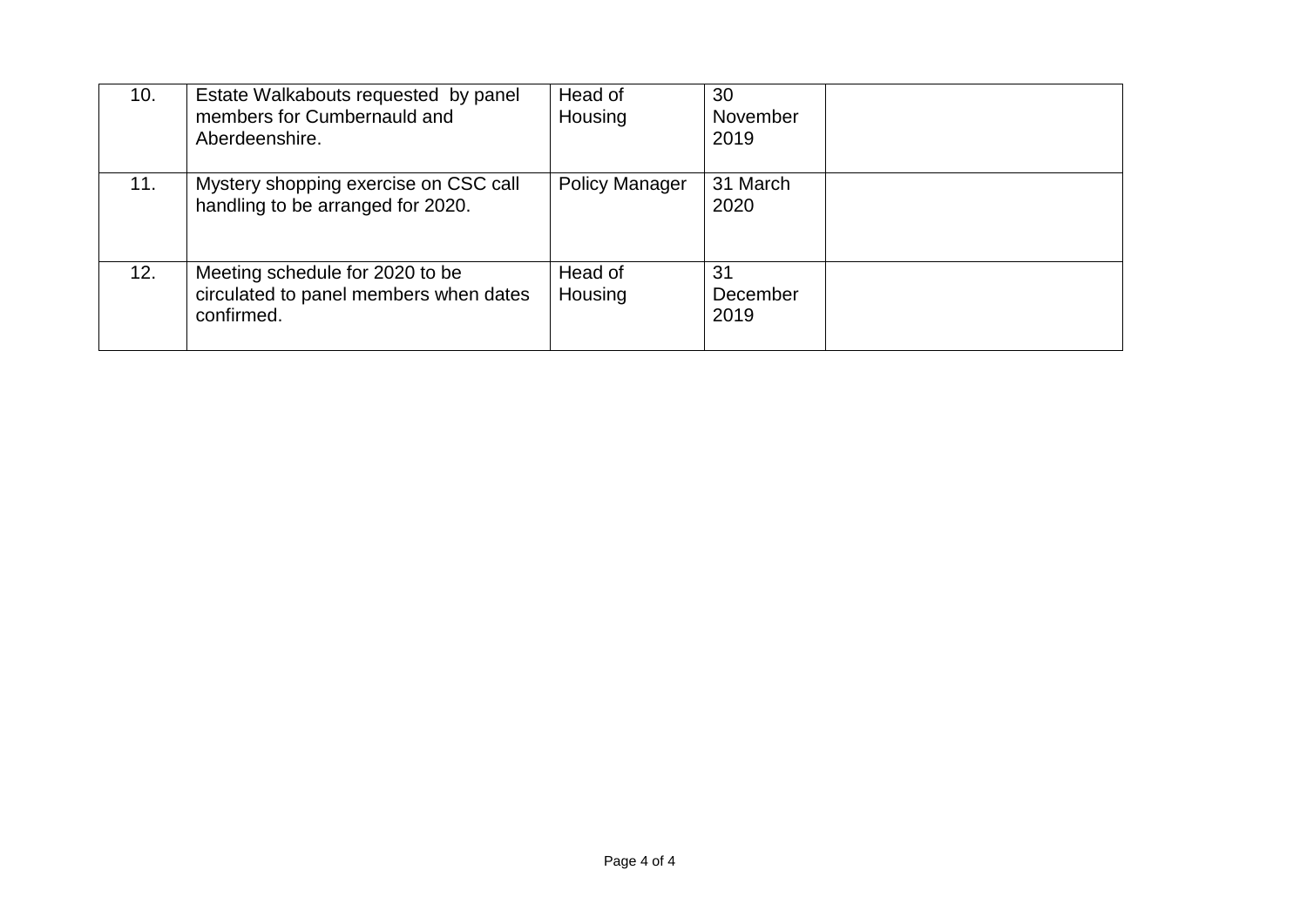| | | | | |
|---|---|---|---|---|
| 10. | Estate Walkabouts requested by panel members for Cumbernauld and Aberdeenshire. | Head of Housing | 30 November 2019 | |
| 11. | Mystery shopping exercise on CSC call handling to be arranged for 2020. | Policy Manager | 31 March 2020 | |
| 12. | Meeting schedule for 2020 to be circulated to panel members when dates confirmed. | Head of Housing | 31 December 2019 | |